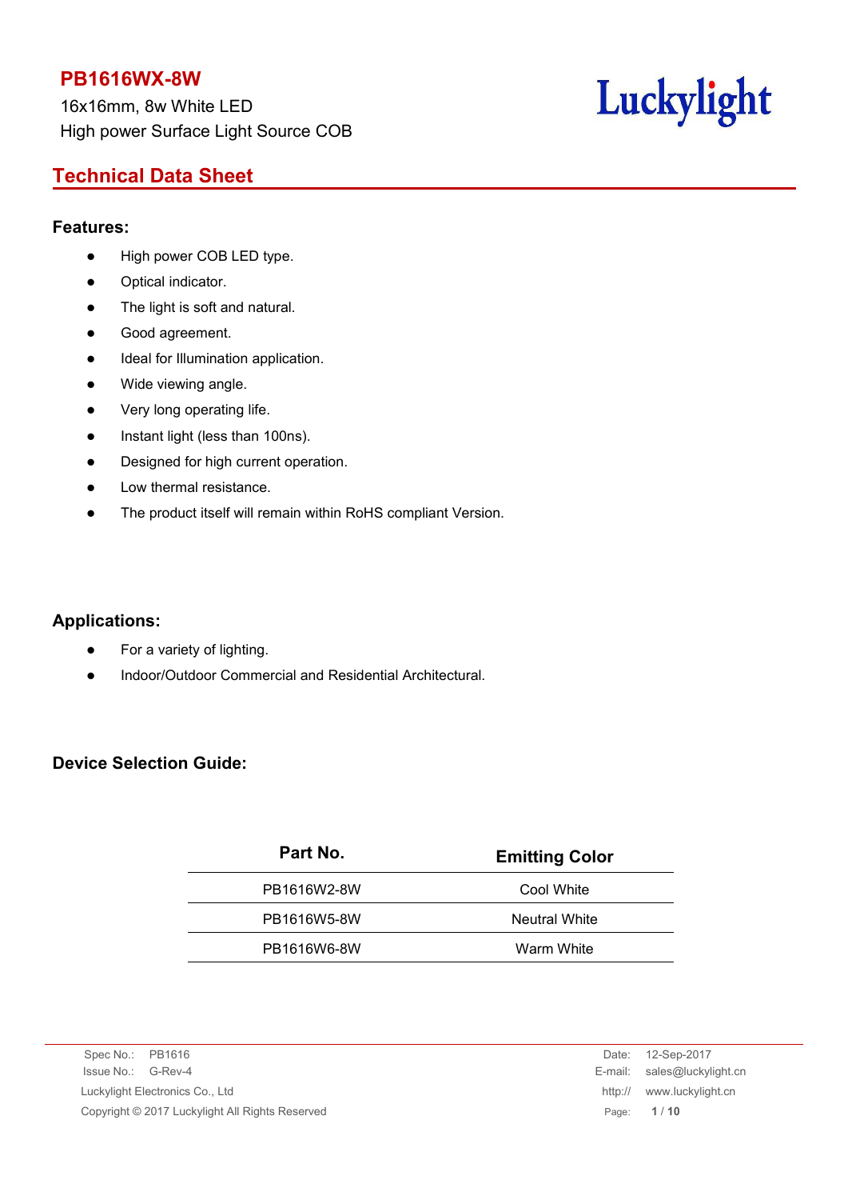# PB1616WX-8W

16x16mm, 8w White LED
High power Surface Light Source COB

Luckylight

## Technical Data Sheet

### Features:

- High power COB LED type.
- Optical indicator.
- The light is soft and natural.
- Good agreement.
- Ideal for Illumination application.
- Wide viewing angle.
- Very long operating life.
- Instant light (less than 100ns).
- Designed for high current operation.
- Low thermal resistance.
- The product itself will remain within RoHS compliant Version.

### Applications:

- For a variety of lighting.
- Indoor/Outdoor Commercial and Residential Architectural.

### Device Selection Guide:

| Part No. | Emitting Color |
|---|---|
| PB1616W2-8W | Cool White |
| PB1616W5-8W | Neutral White |
| PB1616W6-8W | Warm White |

Spec No.: PB1616
Issue No.: G-Rev-4
Luckylight Electronics Co., Ltd
Copyright © 2017 Luckylight All Rights Reserved

Date: 12-Sep-2017
E-mail: sales@luckylight.cn
http:// www.luckylight.cn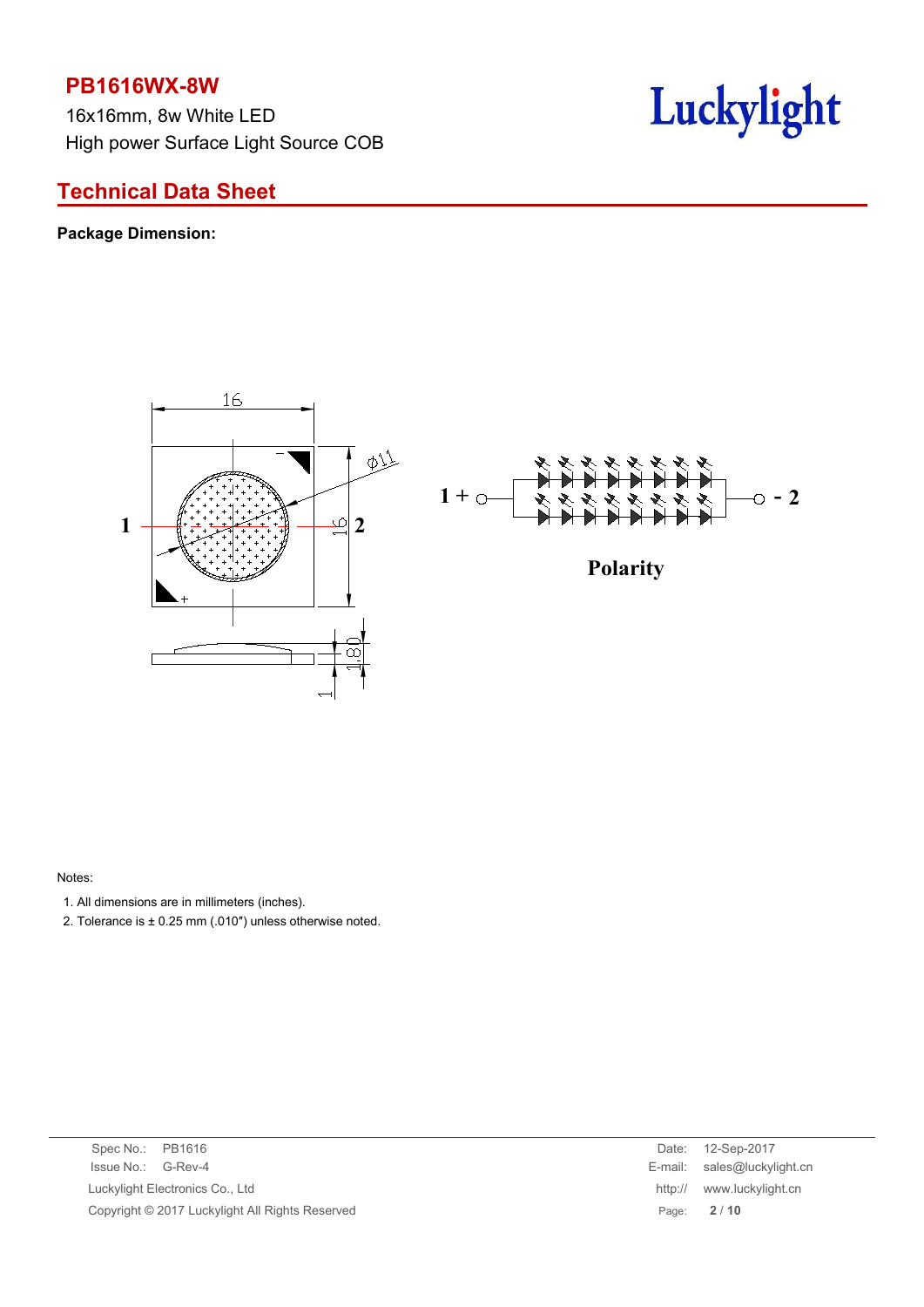# PB1616WX-8W

16x16mm, 8w White LED

High power Surface Light Source COB

## Technical Data Sheet

**Package Dimension:**

Polarity

Notes:

1. All dimensions are in millimeters (inches).
2. Tolerance is ± 0.25 mm (.010″) unless otherwise noted.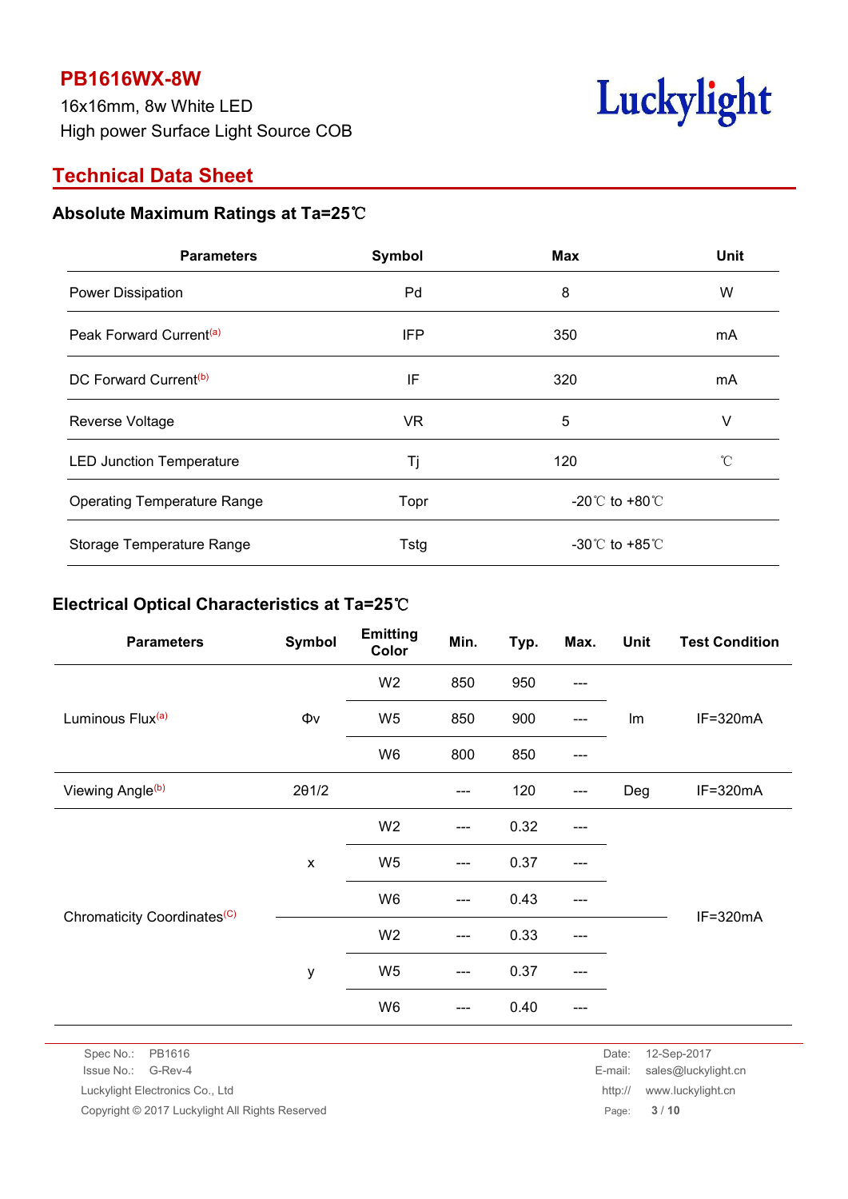**PB1616WX-8W**

16x16mm, 8w White LED

High power Surface Light Source COB

## Technical Data Sheet

### Absolute Maximum Ratings at Ta=25℃

| Parameters | Symbol | Max | Unit |
|---|---|---|---|
| Power Dissipation | Pd | 8 | W |
| Peak Forward Current[a] | IFP | 350 | mA |
| DC Forward Current[b] | IF | 320 | mA |
| Reverse Voltage | VR | 5 | V |
| LED Junction Temperature | Tj | 120 | ℃ |
| Operating Temperature Range | Topr | -20℃ to +80℃ | |
| Storage Temperature Range | Tstg | -30℃ to +85℃ | |

### Electrical Optical Characteristics at Ta=25℃

| Parameters | Symbol | Emitting Color | Min. | Typ. | Max. | Unit | Test Condition |
|---|---|---|---|---|---|---|---|
| Luminous Flux[a] | Φv | W2 | 850 | 950 | --- | lm | IF=320mA |
| | | W5 | 850 | 900 | --- | | |
| | | W6 | 800 | 850 | --- | | |
| Viewing Angle[b] | 2θ1/2 | | --- | 120 | --- | Deg | IF=320mA |
| Chromaticity Coordinates[C] | x | W2 | --- | 0.32 | --- | | IF=320mA |
| | | W5 | --- | 0.37 | --- | | |
| | | W6 | --- | 0.43 | --- | | |
| | y | W2 | --- | 0.33 | --- | | |
| | | W5 | --- | 0.37 | --- | | |
| | | W6 | --- | 0.40 | --- | | |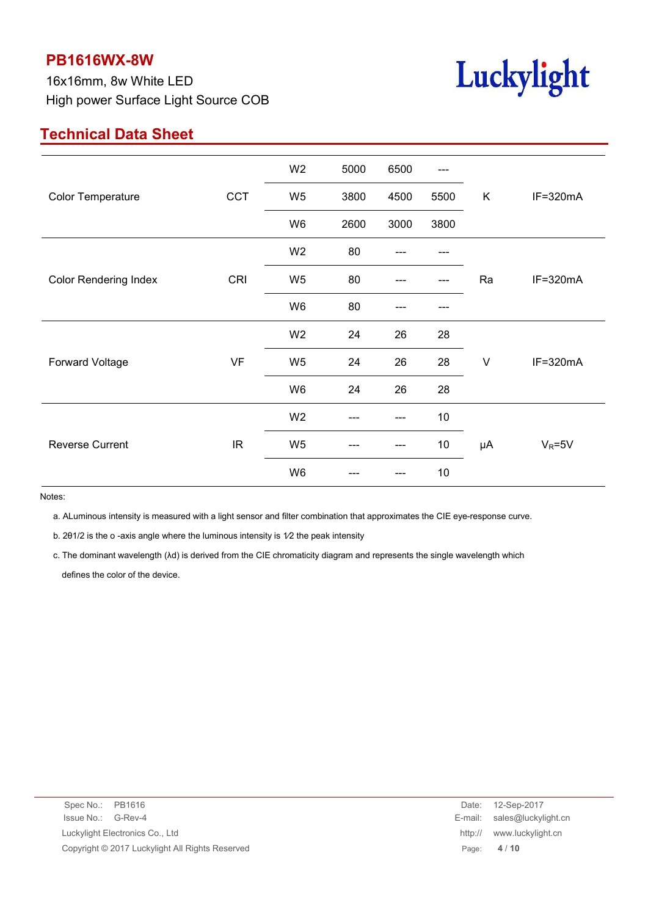## Technical Data Sheet

| | | | | | | | |
|---|---|---|---|---|---|---|---|
| Color Temperature | CCT | W2 | 5000 | 6500 | --- | K | IF=320mA |
| | | W5 | 3800 | 4500 | 5500 | | |
| | | W6 | 2600 | 3000 | 3800 | | |
| Color Rendering Index | CRI | W2 | 80 | --- | --- | Ra | IF=320mA |
| | | W5 | 80 | --- | --- | | |
| | | W6 | 80 | --- | --- | | |
| Forward Voltage | VF | W2 | 24 | 26 | 28 | V | IF=320mA |
| | | W5 | 24 | 26 | 28 | | |
| | | W6 | 24 | 26 | 28 | | |
| Reverse Current | IR | W2 | --- | --- | 10 | μA | $V_R$=5V |
| | | W5 | --- | --- | 10 | | |
| | | W6 | --- | --- | 10 | | |

Notes:

a. ALuminous intensity is measured with a light sensor and filter combination that approximates the CIE eye-response curve.

b. 2θ1/2 is the o -axis angle where the luminous intensity is 1⁄2 the peak intensity

c. The dominant wavelength (λd) is derived from the CIE chromaticity diagram and represents the single wavelength which defines the color of the device.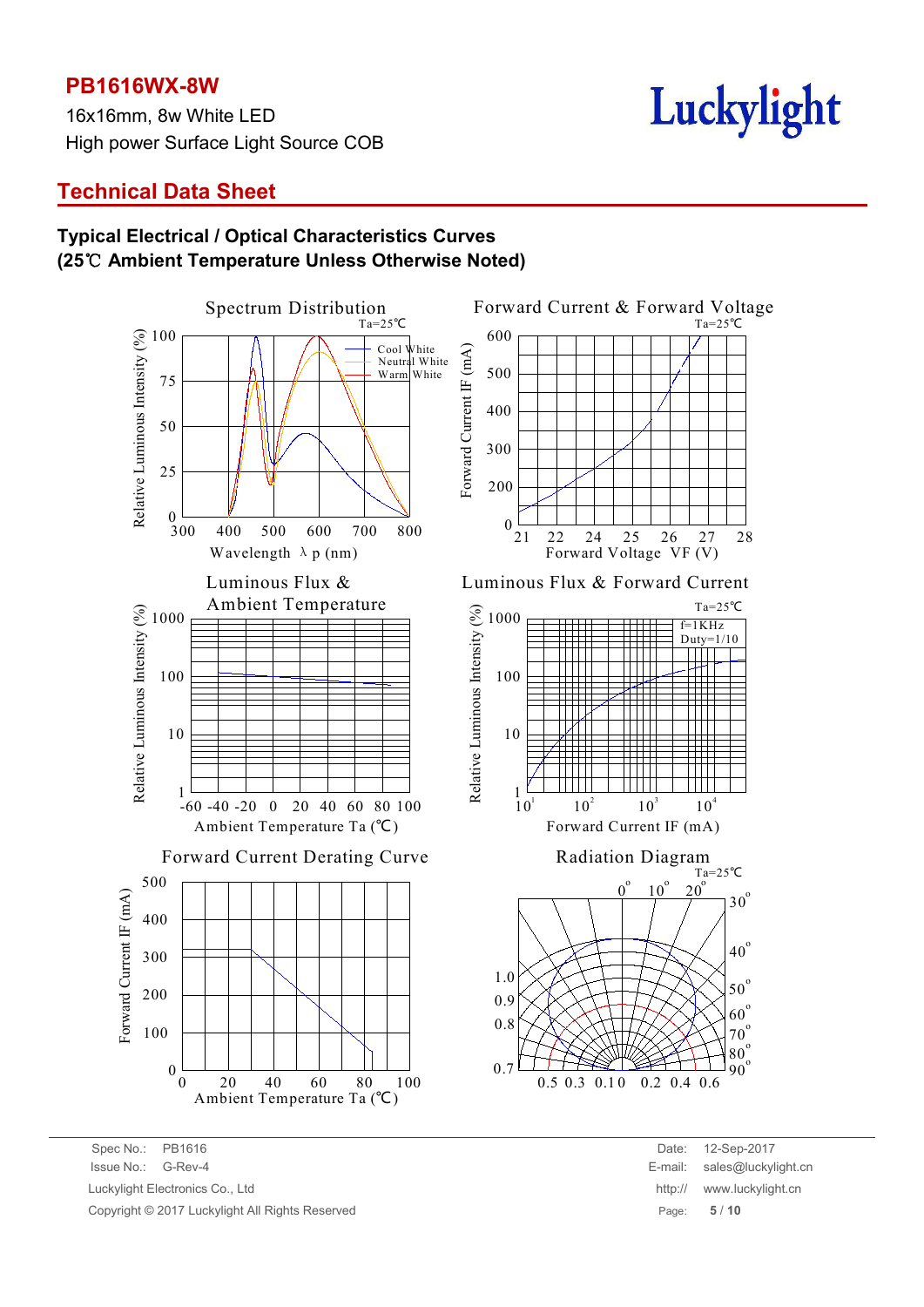# Technical Data Sheet

## Typical Electrical / Optical Characteristics Curves
## (25℃ Ambient Temperature Unless Otherwise Noted)

Spectrum Distribution

Ta=25℃

Relative Luminous Intensity (%)

Cool White
Neutral White
Warm White

Wavelength λ p (nm)

Forward Current & Forward Voltage

Ta=25℃

Forward Current IF (mA)

Forward Voltage VF (V)

Luminous Flux & Ambient Temperature

Relative Luminous Intensity (%)

Ambient Temperature Ta (℃)

Luminous Flux & Forward Current

Ta=25℃

f=1KHz
Duty=1/10

Relative Luminous Intensity (%)

Forward Current IF (mA)

Forward Current Derating Curve

Forward Current IF (mA)

Ambient Temperature Ta (℃)

Radiation Diagram

Ta=25℃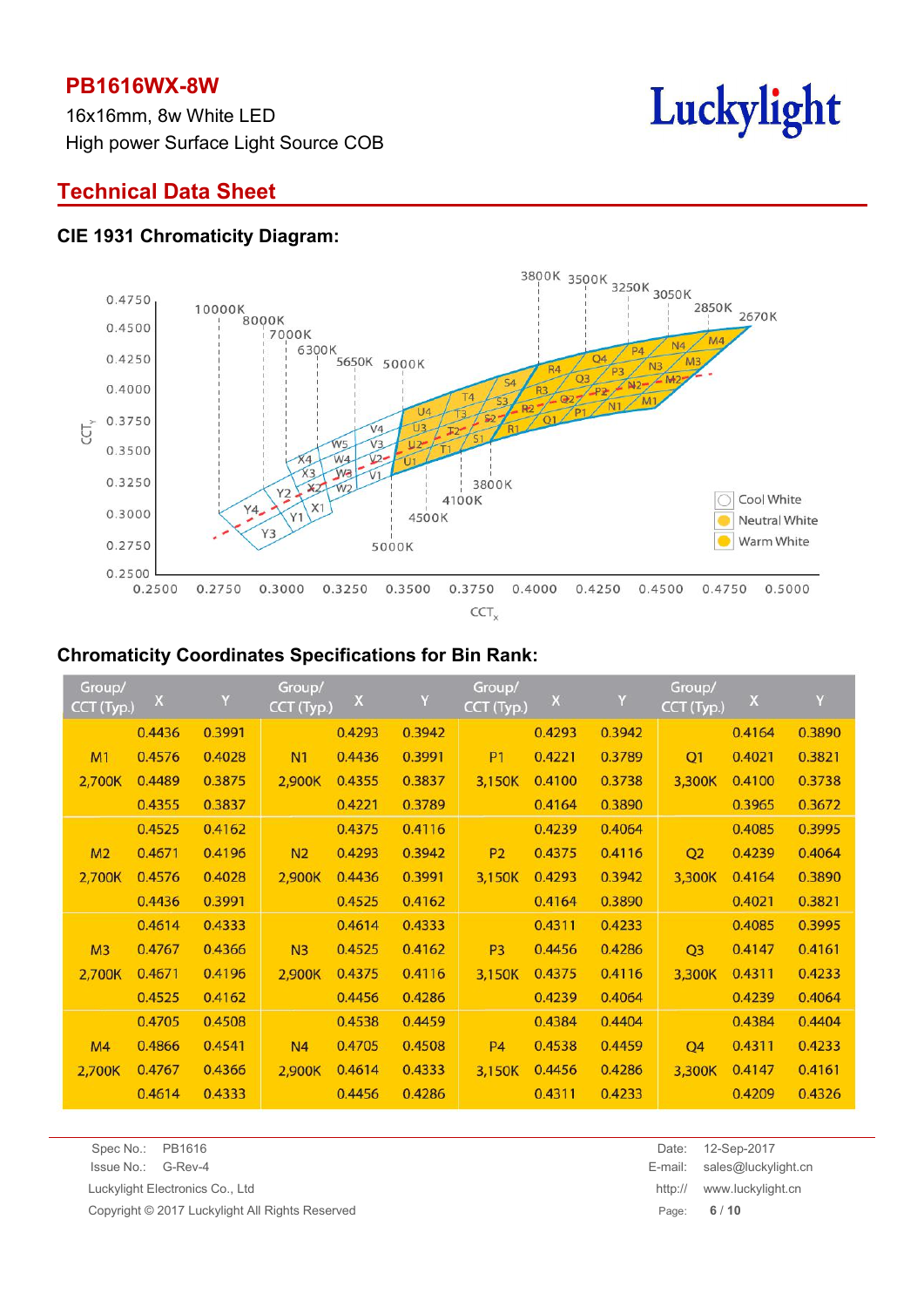# Technical Data Sheet

## CIE 1931 Chromaticity Diagram:

## Chromaticity Coordinates Specifications for Bin Rank:

| Group/ CCT (Typ.) | X | Y | Group/ CCT (Typ.) | X | Y | Group/ CCT (Typ.) | X | Y | Group/ CCT (Typ.) | X | Y |
|---|---|---|---|---|---|---|---|---|---|---|---|
| | 0.4436 | 0.3991 | | 0.4293 | 0.3942 | | 0.4293 | 0.3942 | | 0.4164 | 0.3890 |
| M1 | 0.4576 | 0.4028 | N1 | 0.4436 | 0.3991 | P1 | 0.4221 | 0.3789 | Q1 | 0.4021 | 0.3821 |
| 2,700K | 0.4489 | 0.3875 | 2,900K | 0.4355 | 0.3837 | 3,150K | 0.4100 | 0.3738 | 3,300K | 0.4100 | 0.3738 |
| | 0.4355 | 0.3837 | | 0.4221 | 0.3789 | | 0.4164 | 0.3890 | | 0.3965 | 0.3672 |
| | 0.4525 | 0.4162 | | 0.4375 | 0.4116 | | 0.4239 | 0.4064 | | 0.4085 | 0.3995 |
| M2 | 0.4671 | 0.4196 | N2 | 0.4293 | 0.3942 | P2 | 0.4375 | 0.4116 | Q2 | 0.4239 | 0.4064 |
| 2,700K | 0.4576 | 0.4028 | 2,900K | 0.4436 | 0.3991 | 3,150K | 0.4293 | 0.3942 | 3,300K | 0.4164 | 0.3890 |
| | 0.4436 | 0.3991 | | 0.4525 | 0.4162 | | 0.4164 | 0.3890 | | 0.4021 | 0.3821 |
| | 0.4614 | 0.4333 | | 0.4614 | 0.4333 | | 0.4311 | 0.4233 | | 0.4085 | 0.3995 |
| M3 | 0.4767 | 0.4366 | N3 | 0.4525 | 0.4162 | P3 | 0.4456 | 0.4286 | Q3 | 0.4147 | 0.4161 |
| 2,700K | 0.4671 | 0.4196 | 2,900K | 0.4375 | 0.4116 | 3,150K | 0.4375 | 0.4116 | 3,300K | 0.4311 | 0.4233 |
| | 0.4525 | 0.4162 | | 0.4456 | 0.4286 | | 0.4239 | 0.4064 | | 0.4239 | 0.4064 |
| | 0.4705 | 0.4508 | | 0.4538 | 0.4459 | | 0.4384 | 0.4404 | | 0.4384 | 0.4404 |
| M4 | 0.4866 | 0.4541 | N4 | 0.4705 | 0.4508 | P4 | 0.4538 | 0.4459 | Q4 | 0.4311 | 0.4233 |
| 2,700K | 0.4767 | 0.4366 | 2,900K | 0.4614 | 0.4333 | 3,150K | 0.4456 | 0.4286 | 3,300K | 0.4147 | 0.4161 |
| | 0.4614 | 0.4333 | | 0.4456 | 0.4286 | | 0.4311 | 0.4233 | | 0.4209 | 0.4326 |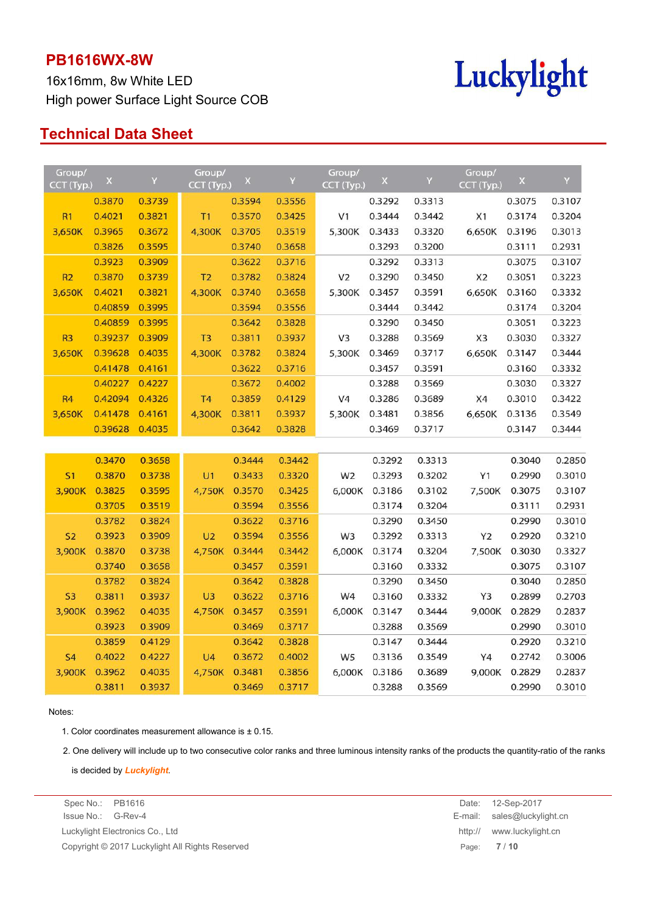# PB1616WX-8W

16x16mm, 8w White LED

High power Surface Light Source COB

## Technical Data Sheet

| Group/ CCT (Typ.) | X | Y | Group/ CCT (Typ.) | X | Y | Group/ CCT (Typ.) | X | Y | Group/ CCT (Typ.) | X | Y |
|---|---|---|---|---|---|---|---|---|---|---|---|
| | 0.3870 | 0.3739 | | 0.3594 | 0.3556 | | 0.3292 | 0.3313 | | 0.3075 | 0.3107 |
| R1 | 0.4021 | 0.3821 | T1 | 0.3570 | 0.3425 | V1 | 0.3444 | 0.3442 | X1 | 0.3174 | 0.3204 |
| 3,650K | 0.3965 | 0.3672 | 4,300K | 0.3705 | 0.3519 | 5,300K | 0.3433 | 0.3320 | 6,650K | 0.3196 | 0.3013 |
| | 0.3826 | 0.3595 | | 0.3740 | 0.3658 | | 0.3293 | 0.3200 | | 0.3111 | 0.2931 |
| | 0.3923 | 0.3909 | | 0.3622 | 0.3716 | | 0.3292 | 0.3313 | | 0.3075 | 0.3107 |
| R2 | 0.3870 | 0.3739 | T2 | 0.3782 | 0.3824 | V2 | 0.3290 | 0.3450 | X2 | 0.3051 | 0.3223 |
| 3,650K | 0.4021 | 0.3821 | 4,300K | 0.3740 | 0.3658 | 5,300K | 0.3457 | 0.3591 | 6,650K | 0.3160 | 0.3332 |
| | 0.40859 | 0.3995 | | 0.3594 | 0.3556 | | 0.3444 | 0.3442 | | 0.3174 | 0.3204 |
| | 0.40859 | 0.3995 | | 0.3642 | 0.3828 | | 0.3290 | 0.3450 | | 0.3051 | 0.3223 |
| R3 | 0.39237 | 0.3909 | T3 | 0.3811 | 0.3937 | V3 | 0.3288 | 0.3569 | X3 | 0.3030 | 0.3327 |
| 3,650K | 0.39628 | 0.4035 | 4,300K | 0.3782 | 0.3824 | 5,300K | 0.3469 | 0.3717 | 6,650K | 0.3147 | 0.3444 |
| | 0.41478 | 0.4161 | | 0.3622 | 0.3716 | | 0.3457 | 0.3591 | | 0.3160 | 0.3332 |
| | 0.40227 | 0.4227 | | 0.3672 | 0.4002 | | 0.3288 | 0.3569 | | 0.3030 | 0.3327 |
| R4 | 0.42094 | 0.4326 | T4 | 0.3859 | 0.4129 | V4 | 0.3286 | 0.3689 | X4 | 0.3010 | 0.3422 |
| 3,650K | 0.41478 | 0.4161 | 4,300K | 0.3811 | 0.3937 | 5,300K | 0.3481 | 0.3856 | 6,650K | 0.3136 | 0.3549 |
| | 0.39628 | 0.4035 | | 0.3642 | 0.3828 | | 0.3469 | 0.3717 | | 0.3147 | 0.3444 |

| Group/ CCT (Typ.) | X | Y | Group/ CCT (Typ.) | X | Y | Group/ CCT (Typ.) | X | Y | Group/ CCT (Typ.) | X | Y |
|---|---|---|---|---|---|---|---|---|---|---|---|
| | 0.3470 | 0.3658 | | 0.3444 | 0.3442 | | 0.3292 | 0.3313 | | 0.3040 | 0.2850 |
| S1 | 0.3870 | 0.3738 | U1 | 0.3433 | 0.3320 | W2 | 0.3293 | 0.3202 | Y1 | 0.2990 | 0.3010 |
| 3,900K | 0.3825 | 0.3595 | 4,750K | 0.3570 | 0.3425 | 6,000K | 0.3186 | 0.3102 | 7,500K | 0.3075 | 0.3107 |
| | 0.3705 | 0.3519 | | 0.3594 | 0.3556 | | 0.3174 | 0.3204 | | 0.3111 | 0.2931 |
| | 0.3782 | 0.3824 | | 0.3622 | 0.3716 | | 0.3290 | 0.3450 | | 0.2990 | 0.3010 |
| S2 | 0.3923 | 0.3909 | U2 | 0.3594 | 0.3556 | W3 | 0.3292 | 0.3313 | Y2 | 0.2920 | 0.3210 |
| 3,900K | 0.3870 | 0.3738 | 4,750K | 0.3444 | 0.3442 | 6,000K | 0.3174 | 0.3204 | 7,500K | 0.3030 | 0.3327 |
| | 0.3740 | 0.3658 | | 0.3457 | 0.3591 | | 0.3160 | 0.3332 | | 0.3075 | 0.3107 |
| | 0.3782 | 0.3824 | | 0.3642 | 0.3828 | | 0.3290 | 0.3450 | | 0.3040 | 0.2850 |
| S3 | 0.3811 | 0.3937 | U3 | 0.3622 | 0.3716 | W4 | 0.3160 | 0.3332 | Y3 | 0.2899 | 0.2703 |
| 3,900K | 0.3962 | 0.4035 | 4,750K | 0.3457 | 0.3591 | 6,000K | 0.3147 | 0.3444 | 9,000K | 0.2829 | 0.2837 |
| | 0.3923 | 0.3909 | | 0.3469 | 0.3717 | | 0.3288 | 0.3569 | | 0.2990 | 0.3010 |
| | 0.3859 | 0.4129 | | 0.3642 | 0.3828 | | 0.3147 | 0.3444 | | 0.2920 | 0.3210 |
| S4 | 0.4022 | 0.4227 | U4 | 0.3672 | 0.4002 | W5 | 0.3136 | 0.3549 | Y4 | 0.2742 | 0.3006 |
| 3,900K | 0.3962 | 0.4035 | 4,750K | 0.3481 | 0.3856 | 6,000K | 0.3186 | 0.3689 | 9,000K | 0.2829 | 0.2837 |
| | 0.3811 | 0.3937 | | 0.3469 | 0.3717 | | 0.3288 | 0.3569 | | 0.2990 | 0.3010 |

Notes:

1. Color coordinates measurement allowance is ± 0.15.
2. One delivery will include up to two consecutive color ranks and three luminous intensity ranks of the products the quantity-ratio of the ranks is decided by *Luckylight*.

Spec No.: PB1616 | Issue No.: G-Rev-4 | Date: 12-Sep-2017

Luckylight Electronics Co., Ltd | E-mail: sales@luckylight.cn | http:// www.luckylight.cn

Copyright © 2017 Luckylight All Rights Reserved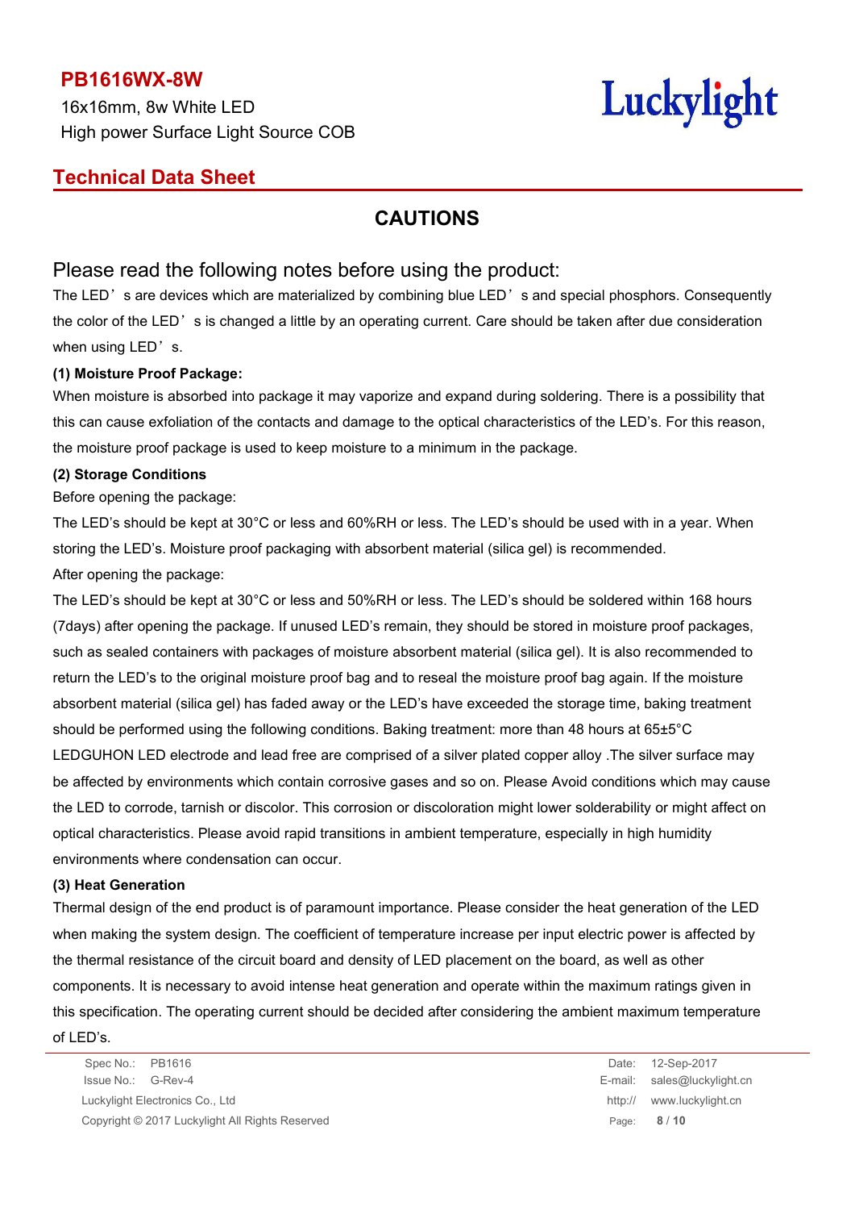# CAUTIONS

## Please read the following notes before using the product:

The LED' s are devices which are materialized by combining blue LED' s and special phosphors. Consequently the color of the LED' s is changed a little by an operating current. Care should be taken after due consideration when using LED' s.

**(1) Moisture Proof Package:**

When moisture is absorbed into package it may vaporize and expand during soldering. There is a possibility that this can cause exfoliation of the contacts and damage to the optical characteristics of the LED's. For this reason, the moisture proof package is used to keep moisture to a minimum in the package.

**(2) Storage Conditions**

Before opening the package:

The LED's should be kept at 30°C or less and 60%RH or less. The LED's should be used with in a year. When storing the LED's. Moisture proof packaging with absorbent material (silica gel) is recommended.

After opening the package:

The LED's should be kept at 30°C or less and 50%RH or less. The LED's should be soldered within 168 hours (7days) after opening the package. If unused LED's remain, they should be stored in moisture proof packages, such as sealed containers with packages of moisture absorbent material (silica gel). It is also recommended to return the LED's to the original moisture proof bag and to reseal the moisture proof bag again. If the moisture absorbent material (silica gel) has faded away or the LED's have exceeded the storage time, baking treatment should be performed using the following conditions. Baking treatment: more than 48 hours at 65±5°C

LEDGUHON LED electrode and lead free are comprised of a silver plated copper alloy .The silver surface may be affected by environments which contain corrosive gases and so on. Please Avoid conditions which may cause the LED to corrode, tarnish or discolor. This corrosion or discoloration might lower solderability or might affect on optical characteristics. Please avoid rapid transitions in ambient temperature, especially in high humidity environments where condensation can occur.

**(3) Heat Generation**

Thermal design of the end product is of paramount importance. Please consider the heat generation of the LED when making the system design. The coefficient of temperature increase per input electric power is affected by the thermal resistance of the circuit board and density of LED placement on the board, as well as other components. It is necessary to avoid intense heat generation and operate within the maximum ratings given in this specification. The operating current should be decided after considering the ambient maximum temperature of LED's.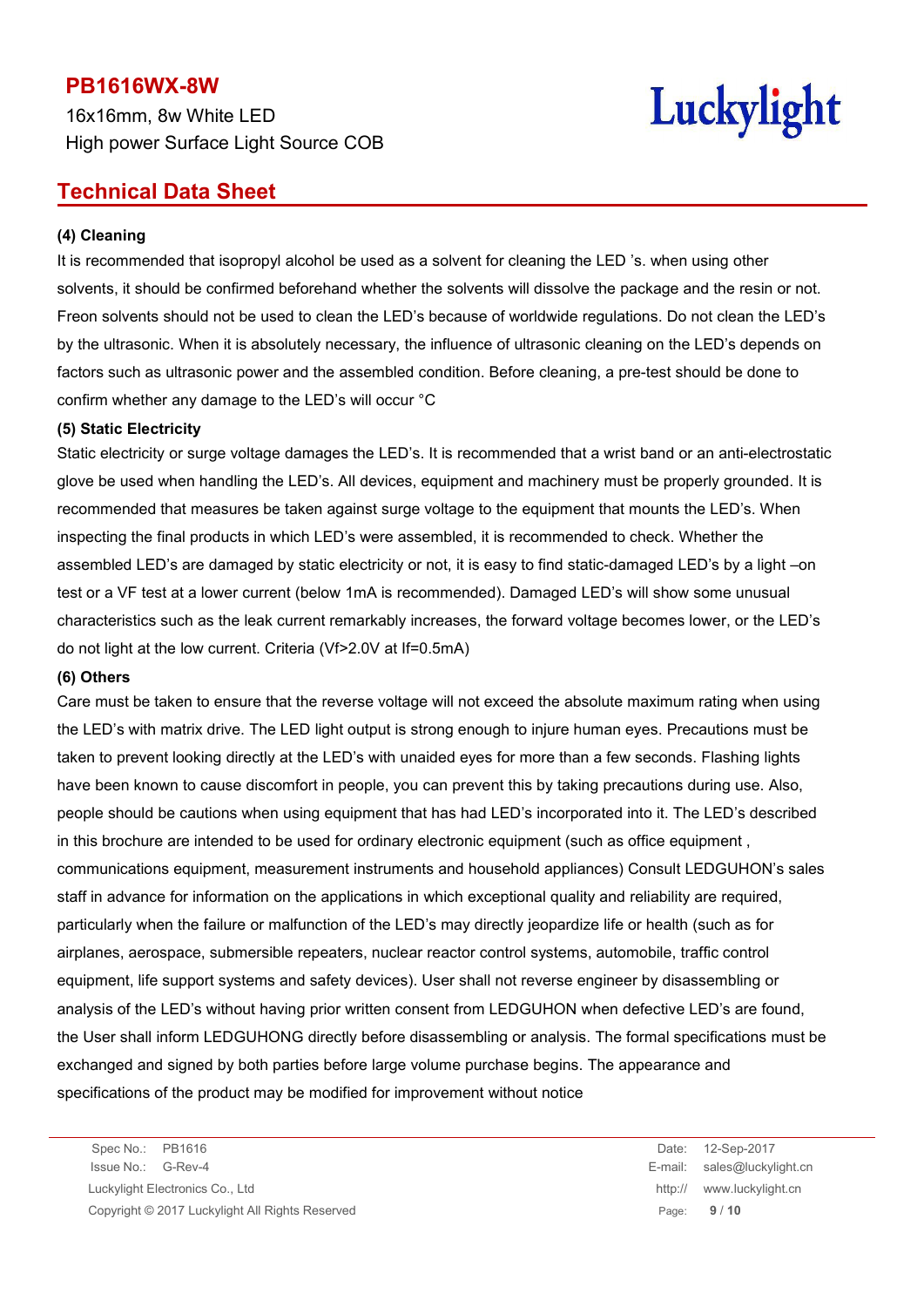### (4) Cleaning

It is recommended that isopropyl alcohol be used as a solvent for cleaning the LED 's. when using other solvents, it should be confirmed beforehand whether the solvents will dissolve the package and the resin or not. Freon solvents should not be used to clean the LED's because of worldwide regulations. Do not clean the LED's by the ultrasonic. When it is absolutely necessary, the influence of ultrasonic cleaning on the LED's depends on factors such as ultrasonic power and the assembled condition. Before cleaning, a pre-test should be done to confirm whether any damage to the LED's will occur °C

### (5) Static Electricity

Static electricity or surge voltage damages the LED's. It is recommended that a wrist band or an anti-electrostatic glove be used when handling the LED's. All devices, equipment and machinery must be properly grounded. It is recommended that measures be taken against surge voltage to the equipment that mounts the LED's. When inspecting the final products in which LED's were assembled, it is recommended to check. Whether the assembled LED's are damaged by static electricity or not, it is easy to find static-damaged LED's by a light –on test or a VF test at a lower current (below 1mA is recommended). Damaged LED's will show some unusual characteristics such as the leak current remarkably increases, the forward voltage becomes lower, or the LED's do not light at the low current. Criteria (Vf>2.0V at If=0.5mA)

### (6) Others

Care must be taken to ensure that the reverse voltage will not exceed the absolute maximum rating when using the LED's with matrix drive. The LED light output is strong enough to injure human eyes. Precautions must be taken to prevent looking directly at the LED's with unaided eyes for more than a few seconds. Flashing lights have been known to cause discomfort in people, you can prevent this by taking precautions during use. Also, people should be cautions when using equipment that has had LED's incorporated into it. The LED's described in this brochure are intended to be used for ordinary electronic equipment (such as office equipment , communications equipment, measurement instruments and household appliances) Consult LEDGUHON's sales staff in advance for information on the applications in which exceptional quality and reliability are required, particularly when the failure or malfunction of the LED's may directly jeopardize life or health (such as for airplanes, aerospace, submersible repeaters, nuclear reactor control systems, automobile, traffic control equipment, life support systems and safety devices). User shall not reverse engineer by disassembling or analysis of the LED's without having prior written consent from LEDGUHON when defective LED's are found, the User shall inform LEDGUHONG directly before disassembling or analysis. The formal specifications must be exchanged and signed by both parties before large volume purchase begins. The appearance and specifications of the product may be modified for improvement without notice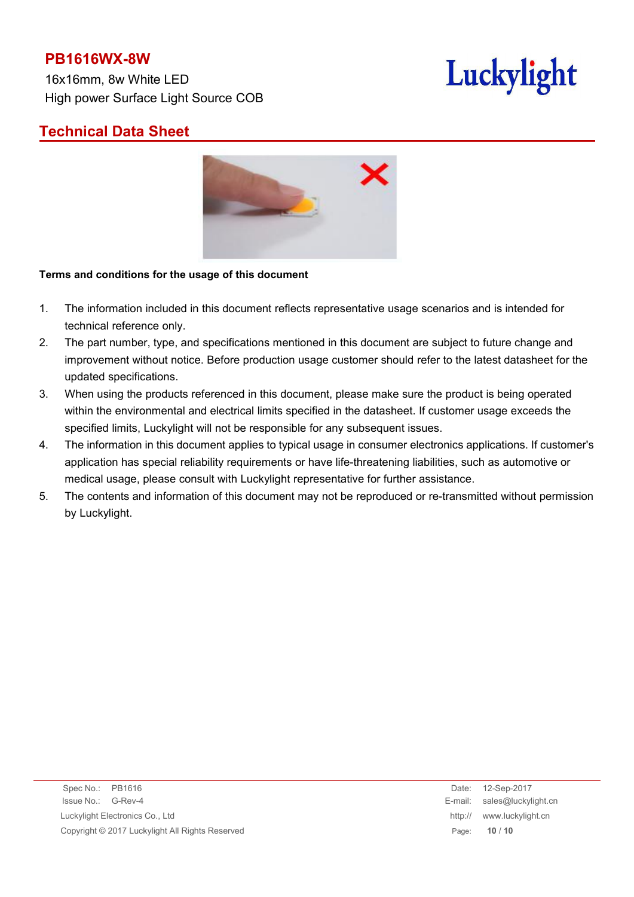## Terms and conditions for the usage of this document

1. The information included in this document reflects representative usage scenarios and is intended for technical reference only.
2. The part number, type, and specifications mentioned in this document are subject to future change and improvement without notice. Before production usage customer should refer to the latest datasheet for the updated specifications.
3. When using the products referenced in this document, please make sure the product is being operated within the environmental and electrical limits specified in the datasheet. If customer usage exceeds the specified limits, Luckylight will not be responsible for any subsequent issues.
4. The information in this document applies to typical usage in consumer electronics applications. If customer's application has special reliability requirements or have life-threatening liabilities, such as automotive or medical usage, please consult with Luckylight representative for further assistance.
5. The contents and information of this document may not be reproduced or re-transmitted without permission by Luckylight.